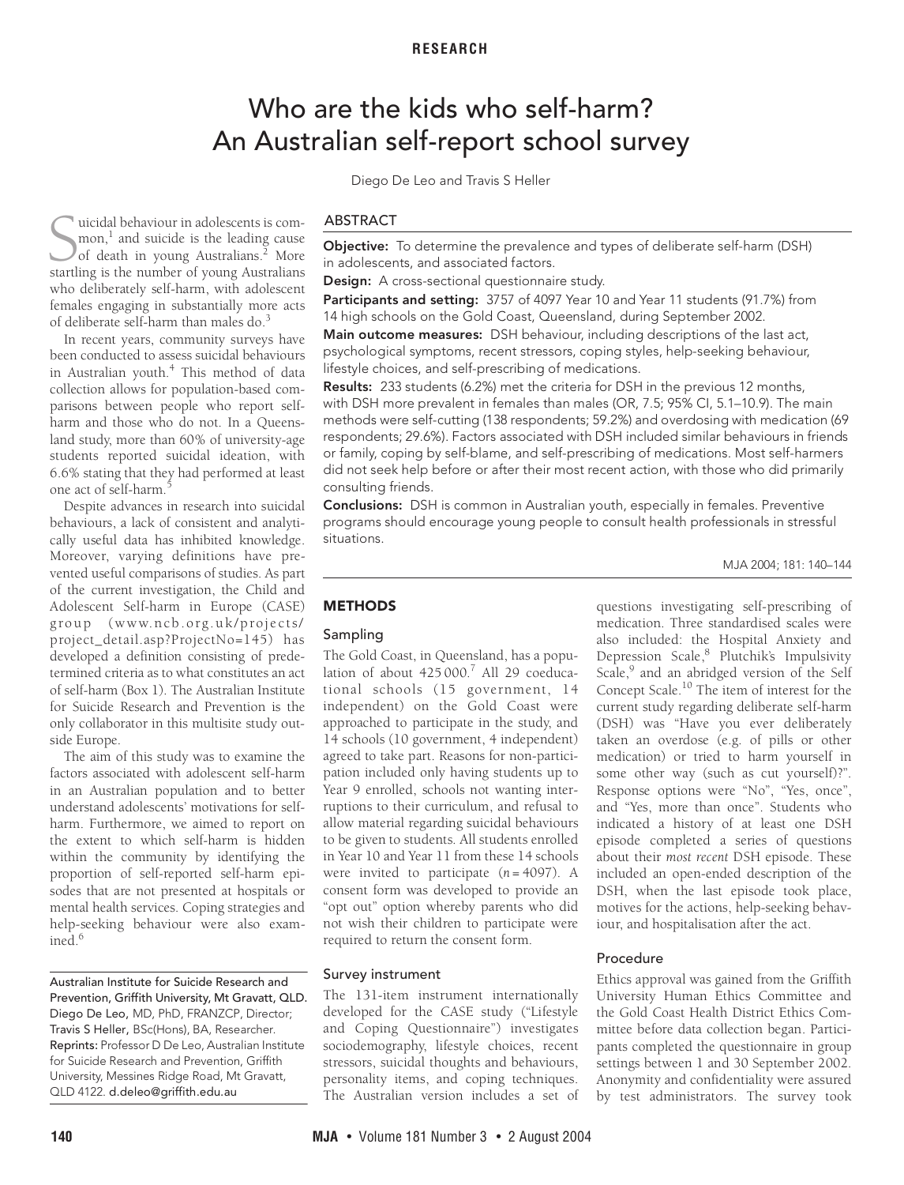# Who are the kids who self-harm? An Australian self-report school survey

Diego De Leo and Travis S Heller

## ABSTRACT

**Objective:** To determine the prevalence and types of deliberate self-harm (DSH) in adolescents, and associated factors.

**Design:** A cross-sectional questionnaire study.

**Participants and setting:** 3757 of 4097 Year 10 and Year 11 students (91.7%) from 14 high schools on the Gold Coast, Queensland, during September 2002.

**Main outcome measures:** DSH behaviour, including descriptions of the last act, psychological symptoms, recent stressors, coping styles, help-seeking behaviour, lifestyle choices, and self-prescribing of medications.

**Results:** 233 students (6.2%) met the criteria for DSH in the previous 12 months, with DSH more prevalent in females than males (OR, 7.5; 95% CI, 5.1–10.9). The main methods were self-cutting (138 respondents; 59.2%) and overdosing with medication (69 respondents; 29.6%). Factors associated with DSH included similar behaviours in friends or family, coping by self-blame, and self-prescribing of medications. Most self-harmers did not seek help before or after their most recent action, with those who did primarily consulting friends.

**Conclusions:** DSH is common in Australian youth, especially in females. Preventive programs should encourage young people to consult health professionals in stressful situations.

Suicidal behaviour in adolescents is common,[1] and suicide is the leading cause of death in young Australians.[2] More startling is the number of young Australians who deliberately self-harm, with adolescent females engaging in substantially more acts of deliberate self-harm than males do.[3]

In recent years, community surveys have been conducted to assess suicidal behaviours in Australian youth.[4] This method of data collection allows for population-based comparisons between people who report self-harm and those who do not. In a Queensland study, more than 60% of university-age students reported suicidal ideation, with 6.6% stating that they had performed at least one act of self-harm.[5]

Despite advances in research into suicidal behaviours, a lack of consistent and analytically useful data has inhibited knowledge. Moreover, varying definitions have prevented useful comparisons of studies. As part of the current investigation, the Child and Adolescent Self-harm in Europe (CASE) group (www.ncb.org.uk/projects/project_detail.asp?ProjectNo=145) has developed a definition consisting of predetermined criteria as to what constitutes an act of self-harm (Box 1). The Australian Institute for Suicide Research and Prevention is the only collaborator in this multisite study outside Europe.

The aim of this study was to examine the factors associated with adolescent self-harm in an Australian population and to better understand adolescents' motivations for self-harm. Furthermore, we aimed to report on the extent to which self-harm is hidden within the community by identifying the proportion of self-reported self-harm episodes that are not presented at hospitals or mental health services. Coping strategies and help-seeking behaviour were also examined.[6]

Australian Institute for Suicide Research and Prevention, Griffith University, Mt Gravatt, QLD.
Diego De Leo, MD, PhD, FRANZCP, Director;
Travis S Heller, BSc(Hons), BA, Researcher.
Reprints: Professor D De Leo, Australian Institute for Suicide Research and Prevention, Griffith University, Messines Ridge Road, Mt Gravatt, QLD 4122. d.deleo@griffith.edu.au

## METHODS

### Sampling

The Gold Coast, in Queensland, has a population of about 425 000.[7] All 29 coeducational schools (15 government, 14 independent) on the Gold Coast were approached to participate in the study, and 14 schools (10 government, 4 independent) agreed to take part. Reasons for non-participation included only having students up to Year 9 enrolled, schools not wanting interruptions to their curriculum, and refusal to allow material regarding suicidal behaviours to be given to students. All students enrolled in Year 10 and Year 11 from these 14 schools were invited to participate ($n = 4097$). A consent form was developed to provide an "opt out" option whereby parents who did not wish their children to participate were required to return the consent form.

### Survey instrument

The 131-item instrument internationally developed for the CASE study ("Lifestyle and Coping Questionnaire") investigates sociodemography, lifestyle choices, recent stressors, suicidal thoughts and behaviours, personality items, and coping techniques. The Australian version includes a set of questions investigating self-prescribing of medication. Three standardised scales were also included: the Hospital Anxiety and Depression Scale,[8] Plutchik's Impulsivity Scale,[9] and an abridged version of the Self Concept Scale.[10] The item of interest for the current study regarding deliberate self-harm (DSH) was "Have you ever deliberately taken an overdose (e.g. of pills or other medication) or tried to harm yourself in some other way (such as cut yourself)?". Response options were "No", "Yes, once", and "Yes, more than once". Students who indicated a history of at least one DSH episode completed a series of questions about their *most recent* DSH episode. These included an open-ended description of the DSH, when the last episode took place, motives for the actions, help-seeking behaviour, and hospitalisation after the act.

### Procedure

Ethics approval was gained from the Griffith University Human Ethics Committee and the Gold Coast Health District Ethics Committee before data collection began. Participants completed the questionnaire in group settings between 1 and 30 September 2002. Anonymity and confidentiality were assured by test administrators. The survey took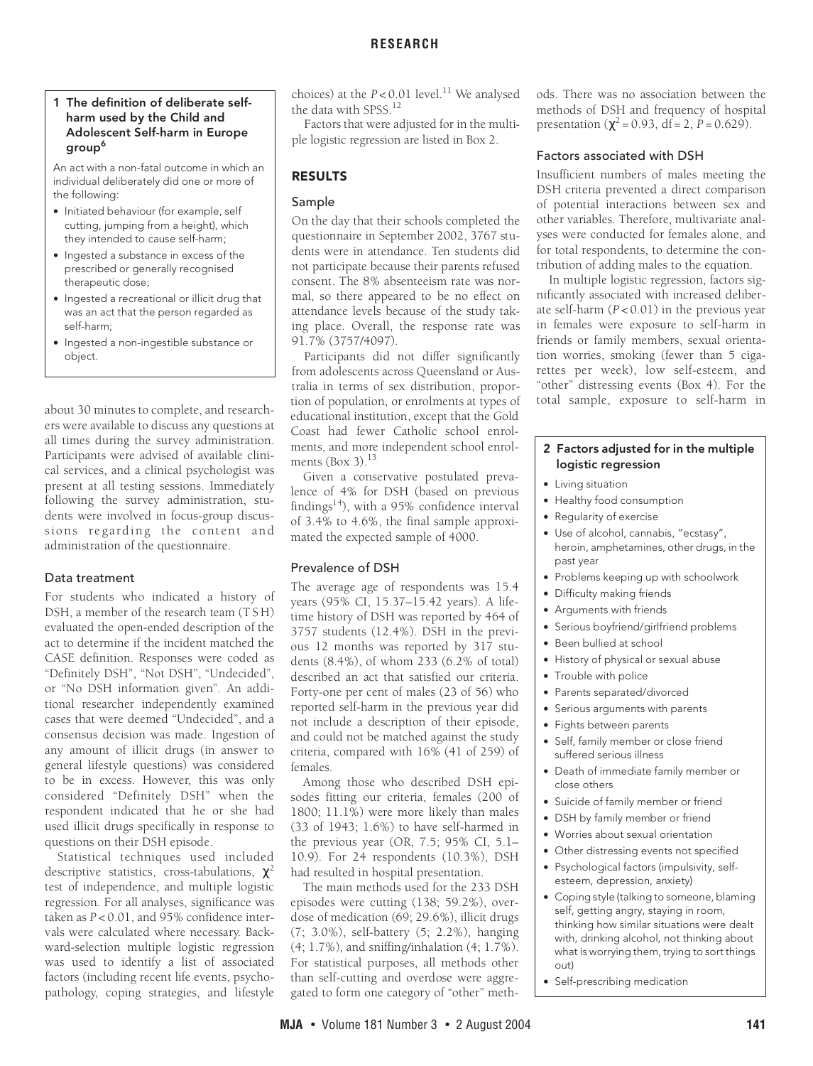**1 The definition of deliberate self-harm used by the Child and Adolescent Self-harm in Europe group[6]**

An act with a non-fatal outcome in which an individual deliberately did one or more of the following:

- Initiated behaviour (for example, self cutting, jumping from a height), which they intended to cause self-harm;
- Ingested a substance in excess of the prescribed or generally recognised therapeutic dose;
- Ingested a recreational or illicit drug that was an act that the person regarded as self-harm;
- Ingested a non-ingestible substance or object.

about 30 minutes to complete, and researchers were available to discuss any questions at all times during the survey administration. Participants were advised of available clinical services, and a clinical psychologist was present at all testing sessions. Immediately following the survey administration, students were involved in focus-group discussions regarding the content and administration of the questionnaire.

### Data treatment

For students who indicated a history of DSH, a member of the research team (T S H) evaluated the open-ended description of the act to determine if the incident matched the CASE definition. Responses were coded as "Definitely DSH", "Not DSH", "Undecided", or "No DSH information given". An additional researcher independently examined cases that were deemed "Undecided", and a consensus decision was made. Ingestion of any amount of illicit drugs (in answer to general lifestyle questions) was considered to be in excess. However, this was only considered "Definitely DSH" when the respondent indicated that he or she had used illicit drugs specifically in response to questions on their DSH episode.

Statistical techniques used included descriptive statistics, cross-tabulations, $\chi^2$ test of independence, and multiple logistic regression. For all analyses, significance was taken as $P < 0.01$, and 95% confidence intervals were calculated where necessary. Backward-selection multiple logistic regression was used to identify a list of associated factors (including recent life events, psychopathology, coping strategies, and lifestyle choices) at the $P < 0.01$ level.[11] We analysed the data with SPSS.[12]

Factors that were adjusted for in the multiple logistic regression are listed in Box 2.

## RESULTS

### Sample

On the day that their schools completed the questionnaire in September 2002, 3767 students were in attendance. Ten students did not participate because their parents refused consent. The 8% absenteeism rate was normal, so there appeared to be no effect on attendance levels because of the study taking place. Overall, the response rate was 91.7% (3757/4097).

Participants did not differ significantly from adolescents across Queensland or Australia in terms of sex distribution, proportion of population, or enrolments at types of educational institution, except that the Gold Coast had fewer Catholic school enrolments, and more independent school enrolments (Box 3).[13]

Given a conservative postulated prevalence of 4% for DSH (based on previous findings[14]), with a 95% confidence interval of 3.4% to 4.6%, the final sample approximated the expected sample of 4000.

### Prevalence of DSH

The average age of respondents was 15.4 years (95% CI, 15.37–15.42 years). A lifetime history of DSH was reported by 464 of 3757 students (12.4%). DSH in the previous 12 months was reported by 317 students (8.4%), of whom 233 (6.2% of total) described an act that satisfied our criteria. Forty-one per cent of males (23 of 56) who reported self-harm in the previous year did not include a description of their episode, and could not be matched against the study criteria, compared with 16% (41 of 259) of females.

Among those who described DSH episodes fitting our criteria, females (200 of 1800; 11.1%) were more likely than males (33 of 1943; 1.6%) to have self-harmed in the previous year (OR, 7.5; 95% CI, 5.1–10.9). For 24 respondents (10.3%), DSH had resulted in hospital presentation.

The main methods used for the 233 DSH episodes were cutting (138; 59.2%), overdose of medication (69; 29.6%), illicit drugs (7; 3.0%), self-battery (5; 2.2%), hanging (4; 1.7%), and sniffing/inhalation (4; 1.7%). For statistical purposes, all methods other than self-cutting and overdose were aggregated to form one category of "other" methods. There was no association between the methods of DSH and frequency of hospital presentation ($\chi^2 = 0.93$, df = 2, $P = 0.629$).

### Factors associated with DSH

Insufficient numbers of males meeting the DSH criteria prevented a direct comparison of potential interactions between sex and other variables. Therefore, multivariate analyses were conducted for females alone, and for total respondents, to determine the contribution of adding males to the equation.

In multiple logistic regression, factors significantly associated with increased deliberate self-harm ($P < 0.01$) in the previous year in females were exposure to self-harm in friends or family members, sexual orientation worries, smoking (fewer than 5 cigarettes per week), low self-esteem, and "other" distressing events (Box 4). For the total sample, exposure to self-harm in

**2 Factors adjusted for in the multiple logistic regression**

- Living situation
- Healthy food consumption
- Regularity of exercise
- Use of alcohol, cannabis, "ecstasy", heroin, amphetamines, other drugs, in the past year
- Problems keeping up with schoolwork
- Difficulty making friends
- Arguments with friends
- Serious boyfriend/girlfriend problems
- Been bullied at school
- History of physical or sexual abuse
- Trouble with police
- Parents separated/divorced
- Serious arguments with parents
- Fights between parents
- Self, family member or close friend suffered serious illness
- Death of immediate family member or close others
- Suicide of family member or friend
- DSH by family member or friend
- Worries about sexual orientation
- Other distressing events not specified
- Psychological factors (impulsivity, self-esteem, depression, anxiety)
- Coping style (talking to someone, blaming self, getting angry, staying in room, thinking how similar situations were dealt with, drinking alcohol, not thinking about what is worrying them, trying to sort things out)
- Self-prescribing medication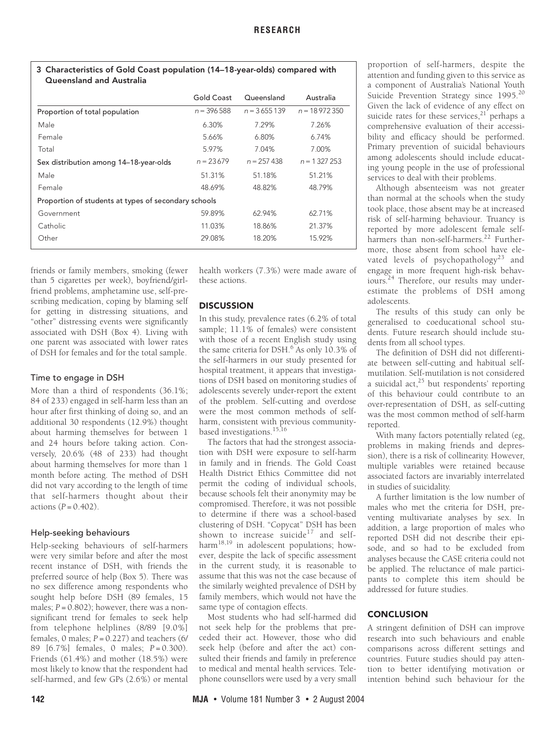**3 Characteristics of Gold Coast population (14–18-year-olds) compared with Queensland and Australia**

| | Gold Coast | Queensland | Australia |
|---|---|---|---|
| Proportion of total population | *n* = 396 588 | *n* = 3 655 139 | *n* = 18 972 350 |
| Male | 6.30% | 7.29% | 7.26% |
| Female | 5.66% | 6.80% | 6.74% |
| Total | 5.97% | 7.04% | 7.00% |
| Sex distribution among 14–18-year-olds | *n* = 23 679 | *n* = 257 438 | *n* = 1 327 253 |
| Male | 51.31% | 51.18% | 51.21% |
| Female | 48.69% | 48.82% | 48.79% |
| Proportion of students at types of secondary schools | | | |
| Government | 59.89% | 62.94% | 62.71% |
| Catholic | 11.03% | 18.86% | 21.37% |
| Other | 29.08% | 18.20% | 15.92% |

friends or family members, smoking (fewer than 5 cigarettes per week), boyfriend/girlfriend problems, amphetamine use, self-prescribing medication, coping by blaming self for getting in distressing situations, and "other" distressing events were significantly associated with DSH (Box 4). Living with one parent was associated with lower rates of DSH for females and for the total sample.

### Time to engage in DSH

More than a third of respondents (36.1%; 84 of 233) engaged in self-harm less than an hour after first thinking of doing so, and an additional 30 respondents (12.9%) thought about harming themselves for between 1 and 24 hours before taking action. Conversely, 20.6% (48 of 233) had thought about harming themselves for more than 1 month before acting. The method of DSH did not vary according to the length of time that self-harmers thought about their actions ($P = 0.402$).

### Help-seeking behaviours

Help-seeking behaviours of self-harmers were very similar before and after the most recent instance of DSH, with friends the preferred source of help (Box 5). There was no sex difference among respondents who sought help before DSH (89 females, 15 males; $P = 0.802$); however, there was a non-significant trend for females to seek help from telephone helplines (8/89 [9.0%] females, 0 males; $P = 0.227$) and teachers (6/89 [6.7%] females, 0 males; $P = 0.300$). Friends (61.4%) and mother (18.5%) were most likely to know that the respondent had self-harmed, and few GPs (2.6%) or mental health workers (7.3%) were made aware of these actions.

## DISCUSSION

In this study, prevalence rates (6.2% of total sample; 11.1% of females) were consistent with those of a recent English study using the same criteria for DSH.[6] As only 10.3% of the self-harmers in our study presented for hospital treatment, it appears that investigations of DSH based on monitoring studies of adolescents severely under-report the extent of the problem. Self-cutting and overdose were the most common methods of self-harm, consistent with previous community-based investigations.[15,16]

The factors that had the strongest association with DSH were exposure to self-harm in family and in friends. The Gold Coast Health District Ethics Committee did not permit the coding of individual schools, because schools felt their anonymity may be compromised. Therefore, it was not possible to determine if there was a school-based clustering of DSH. "Copycat" DSH has been shown to increase suicide[17] and self-harm[18,19] in adolescent populations; however, despite the lack of specific assessment in the current study, it is reasonable to assume that this was not the case because of the similarly weighted prevalence of DSH by family members, which would not have the same type of contagion effects.

Most students who had self-harmed did not seek help for the problems that preceded their act. However, those who did seek help (before and after the act) consulted their friends and family in preference to medical and mental health services. Telephone counsellors were used by a very small proportion of self-harmers, despite the attention and funding given to this service as a component of Australia's National Youth Suicide Prevention Strategy since 1995.[20] Given the lack of evidence of any effect on suicide rates for these services,[21] perhaps a comprehensive evaluation of their accessibility and efficacy should be performed. Primary prevention of suicidal behaviours among adolescents should include educating young people in the use of professional services to deal with their problems.

Although absenteeism was not greater than normal at the schools when the study took place, those absent may be at increased risk of self-harming behaviour. Truancy is reported by more adolescent female self-harmers than non-self-harmers.[22] Furthermore, those absent from school have elevated levels of psychopathology[23] and engage in more frequent high-risk behaviours.[24] Therefore, our results may underestimate the problems of DSH among adolescents.

The results of this study can only be generalised to coeducational school students. Future research should include students from all school types.

The definition of DSH did not differentiate between self-cutting and habitual self-mutilation. Self-mutilation is not considered a suicidal act,[25] but respondents' reporting of this behaviour could contribute to an over-representation of DSH, as self-cutting was the most common method of self-harm reported.

With many factors potentially related (eg, problems in making friends and depression), there is a risk of collinearity. However, multiple variables were retained because associated factors are invariably interrelated in studies of suicidality.

A further limitation is the low number of males who met the criteria for DSH, preventing multivariate analyses by sex. In addition, a large proportion of males who reported DSH did not describe their episode, and so had to be excluded from analyses because the CASE criteria could not be applied. The reluctance of male participants to complete this item should be addressed for future studies.

## CONCLUSION

A stringent definition of DSH can improve research into such behaviours and enable comparisons across different settings and countries. Future studies should pay attention to better identifying motivation or intention behind such behaviour for the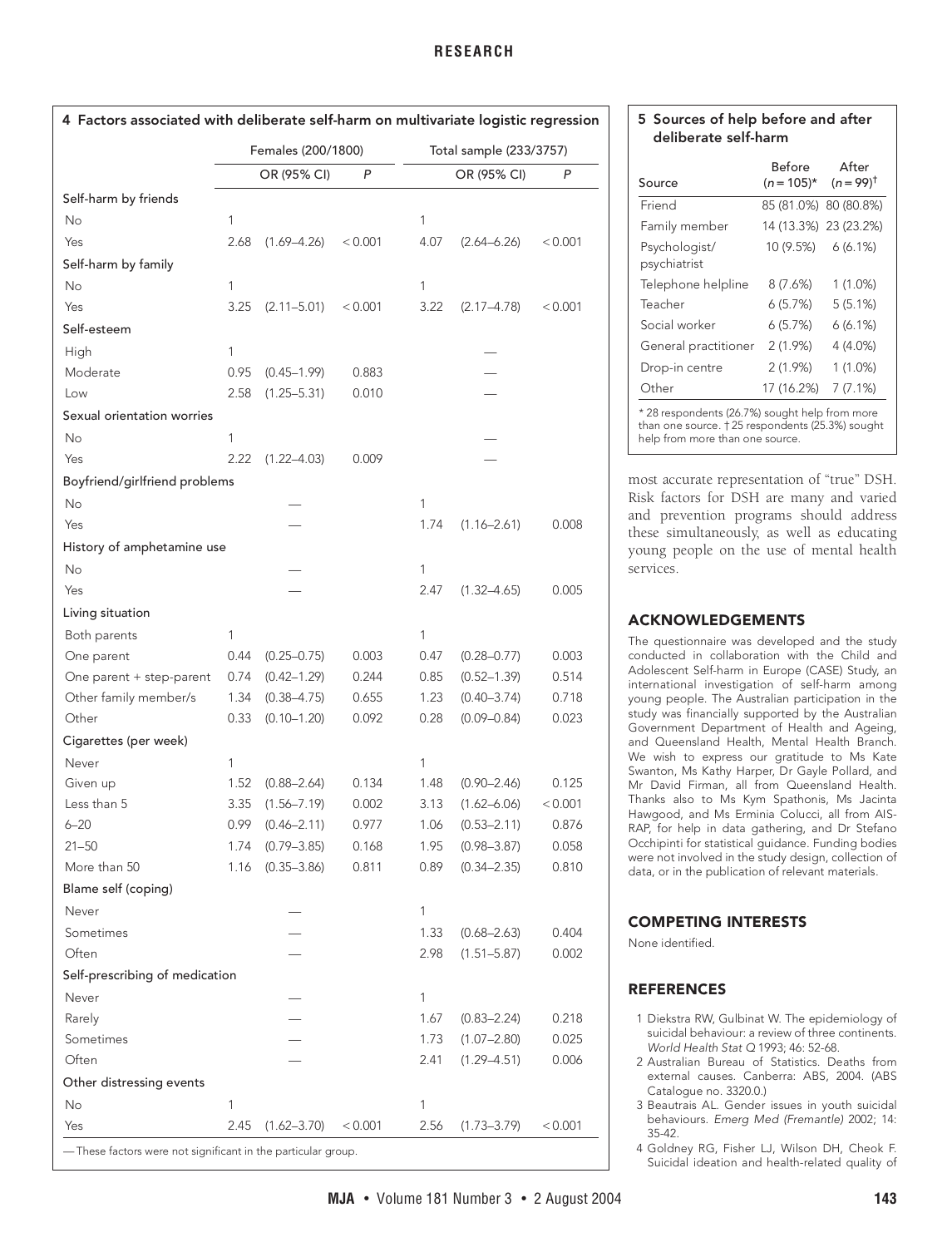**4 Factors associated with deliberate self-harm on multivariate logistic regression**

| | Females (200/1800) | | | Total sample (233/3757) | | |
|---|---|---|---|---|---|---|
| | OR | (95% CI) | *P* | OR | (95% CI) | *P* |
| **Self-harm by friends** | | | | | | |
| No | 1 | | | 1 | | |
| Yes | 2.68 | (1.69–4.26) | < 0.001 | 4.07 | (2.64–6.26) | < 0.001 |
| **Self-harm by family** | | | | | | |
| No | 1 | | | 1 | | |
| Yes | 3.25 | (2.11–5.01) | < 0.001 | 3.22 | (2.17–4.78) | < 0.001 |
| **Self-esteem** | | | | | | |
| High | 1 | | | | — | |
| Moderate | 0.95 | (0.45–1.99) | 0.883 | | — | |
| Low | 2.58 | (1.25–5.31) | 0.010 | | — | |
| **Sexual orientation worries** | | | | | | |
| No | 1 | | | | — | |
| Yes | 2.22 | (1.22–4.03) | 0.009 | | — | |
| **Boyfriend/girlfriend problems** | | | | | | |
| No | | — | | 1 | | |
| Yes | | — | | 1.74 | (1.16–2.61) | 0.008 |
| **History of amphetamine use** | | | | | | |
| No | | — | | 1 | | |
| Yes | | — | | 2.47 | (1.32–4.65) | 0.005 |
| **Living situation** | | | | | | |
| Both parents | 1 | | | 1 | | |
| One parent | 0.44 | (0.25–0.75) | 0.003 | 0.47 | (0.28–0.77) | 0.003 |
| One parent + step-parent | 0.74 | (0.42–1.29) | 0.244 | 0.85 | (0.52–1.39) | 0.514 |
| Other family member/s | 1.34 | (0.38–4.75) | 0.655 | 1.23 | (0.40–3.74) | 0.718 |
| Other | 0.33 | (0.10–1.20) | 0.092 | 0.28 | (0.09–0.84) | 0.023 |
| **Cigarettes (per week)** | | | | | | |
| Never | 1 | | | 1 | | |
| Given up | 1.52 | (0.88–2.64) | 0.134 | 1.48 | (0.90–2.46) | 0.125 |
| Less than 5 | 3.35 | (1.56–7.19) | 0.002 | 3.13 | (1.62–6.06) | < 0.001 |
| 6–20 | 0.99 | (0.46–2.11) | 0.977 | 1.06 | (0.53–2.11) | 0.876 |
| 21–50 | 1.74 | (0.79–3.85) | 0.168 | 1.95 | (0.98–3.87) | 0.058 |
| More than 50 | 1.16 | (0.35–3.86) | 0.811 | 0.89 | (0.34–2.35) | 0.810 |
| **Blame self (coping)** | | | | | | |
| Never | | — | | 1 | | |
| Sometimes | | — | | 1.33 | (0.68–2.63) | 0.404 |
| Often | | — | | 2.98 | (1.51–5.87) | 0.002 |
| **Self-prescribing of medication** | | | | | | |
| Never | | — | | 1 | | |
| Rarely | | — | | 1.67 | (0.83–2.24) | 0.218 |
| Sometimes | | — | | 1.73 | (1.07–2.80) | 0.025 |
| Often | | — | | 2.41 | (1.29–4.51) | 0.006 |
| **Other distressing events** | | | | | | |
| No | 1 | | | 1 | | |
| Yes | 2.45 | (1.62–3.70) | < 0.001 | 2.56 | (1.73–3.79) | < 0.001 |

— These factors were not significant in the particular group.

**5 Sources of help before and after deliberate self-harm**

| Source | Before ($n$ = 105)* | After ($n$ = 99)† |
|---|---|---|
| Friend | 85 (81.0%) | 80 (80.8%) |
| Family member | 14 (13.3%) | 23 (23.2%) |
| Psychologist/ psychiatrist | 10 (9.5%) | 6 (6.1%) |
| Telephone helpline | 8 (7.6%) | 1 (1.0%) |
| Teacher | 6 (5.7%) | 5 (5.1%) |
| Social worker | 6 (5.7%) | 6 (6.1%) |
| General practitioner | 2 (1.9%) | 4 (4.0%) |
| Drop-in centre | 2 (1.9%) | 1 (1.0%) |
| Other | 17 (16.2%) | 7 (7.1%) |

\* 28 respondents (26.7%) sought help from more than one source. † 25 respondents (25.3%) sought help from more than one source.

most accurate representation of "true" DSH. Risk factors for DSH are many and varied and prevention programs should address these simultaneously, as well as educating young people on the use of mental health services.

## ACKNOWLEDGEMENTS

The questionnaire was developed and the study conducted in collaboration with the Child and Adolescent Self-harm in Europe (CASE) Study, an international investigation of self-harm among young people. The Australian participation in the study was financially supported by the Australian Government Department of Health and Ageing, and Queensland Health, Mental Health Branch. We wish to express our gratitude to Ms Kate Swanton, Ms Kathy Harper, Dr Gayle Pollard, and Mr David Firman, all from Queensland Health. Thanks also to Ms Kym Spathonis, Ms Jacinta Hawgood, and Ms Erminia Colucci, all from AISRAP, for help in data gathering, and Dr Stefano Occhipinti for statistical guidance. Funding bodies were not involved in the study design, collection of data, or in the publication of relevant materials.

## COMPETING INTERESTS

None identified.

## REFERENCES

1. Diekstra RW, Gulbinat W. The epidemiology of suicidal behaviour: a review of three continents. *World Health Stat Q* 1993; 46: 52-68.
2. Australian Bureau of Statistics. Deaths from external causes. Canberra: ABS, 2004. (ABS Catalogue no. 3320.0.)
3. Beautrais AL. Gender issues in youth suicidal behaviours. *Emerg Med (Fremantle)* 2002; 14: 35-42.
4. Goldney RG, Fisher LJ, Wilson DH, Cheok F. Suicidal ideation and health-related quality of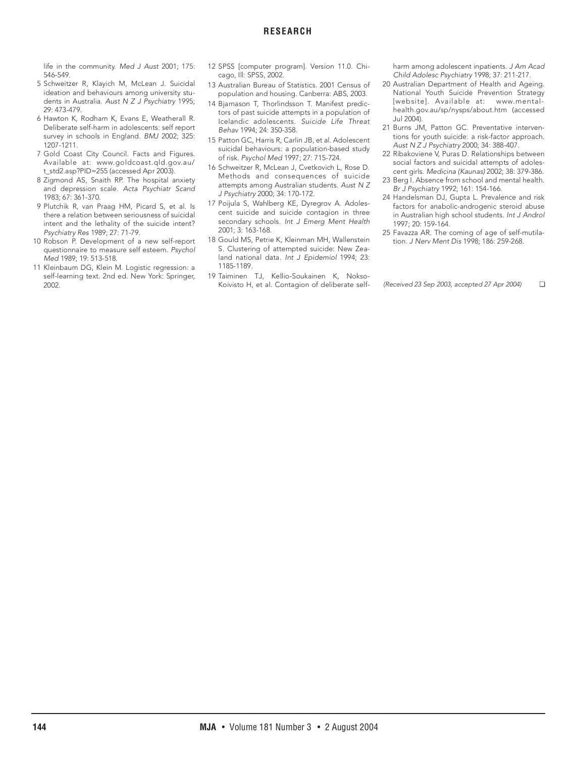life in the community. *Med J Aust* 2001; 175: 546-549.

5 Schweitzer R, Klayich M, McLean J. Suicidal ideation and behaviours among university students in Australia. *Aust N Z J Psychiatry* 1995; 29: 473-479.

6 Hawton K, Rodham K, Evans E, Weatherall R. Deliberate self-harm in adolescents: self report survey in schools in England. *BMJ* 2002; 325: 1207-1211.

7 Gold Coast City Council. Facts and Figures. Available at: www.goldcoast.qld.gov.au/t_std2.asp?PID=255 (accessed Apr 2003).

8 Zigmond AS, Snaith RP. The hospital anxiety and depression scale. *Acta Psychiatr Scand* 1983; 67: 361-370.

9 Plutchik R, van Praag HM, Picard S, et al. Is there a relation between seriousness of suicidal intent and the lethality of the suicide intent? *Psychiatry Res* 1989; 27: 71-79.

10 Robson P. Development of a new self-report questionnaire to measure self esteem. *Psychol Med* 1989; 19: 513-518.

11 Kleinbaum DG, Klein M. Logistic regression: a self-learning text. 2nd ed. New York: Springer, 2002.

12 SPSS [computer program]. Version 11.0. Chicago, Ill: SPSS, 2002.

13 Australian Bureau of Statistics. 2001 Census of population and housing. Canberra: ABS, 2003.

14 Bjarnason T, Thorlindsson T. Manifest predictors of past suicide attempts in a population of Icelandic adolescents. *Suicide Life Threat Behav* 1994; 24: 350-358.

15 Patton GC, Harris R, Carlin JB, et al. Adolescent suicidal behaviours: a population-based study of risk. *Psychol Med* 1997; 27: 715-724.

16 Schweitzer R, McLean J, Cvetkovich L, Rose D. Methods and consequences of suicide attempts among Australian students. *Aust N Z J Psychiatry* 2000; 34: 170-172.

17 Poijula S, Wahlberg KE, Dyregrov A. Adolescent suicide and suicide contagion in three secondary schools. *Int J Emerg Ment Health* 2001; 3: 163-168.

18 Gould MS, Petrie K, Kleinman MH, Wallenstein S. Clustering of attempted suicide: New Zealand national data. *Int J Epidemiol* 1994; 23: 1185-1189.

19 Taiminen TJ, Kellio-Soukainen K, Nokso-Koivisto H, et al. Contagion of deliberate self-harm among adolescent inpatients. *J Am Acad Child Adolesc Psychiatry* 1998; 37: 211-217.

20 Australian Department of Health and Ageing. National Youth Suicide Prevention Strategy [website]. Available at: www.mentalhealth.gov.au/sp/nysps/about.htm (accessed Jul 2004).

21 Burns JM, Patton GC. Preventative interventions for youth suicide: a risk-factor approach. *Aust N Z J Psychiatry* 2000; 34: 388-407.

22 Ribakoviene V, Puras D. Relationships between social factors and suicidal attempts of adolescent girls. *Medicina (Kaunas)* 2002; 38: 379-386.

23 Berg I. Absence from school and mental health. *Br J Psychiatry* 1992; 161: 154-166.

24 Handelsman DJ, Gupta L. Prevalence and risk factors for anabolic-androgenic steroid abuse in Australian high school students. *Int J Androl* 1997; 20: 159-164.

25 Favazza AR. The coming of age of self-mutilation. *J Nerv Ment Dis* 1998; 186: 259-268.

*(Received 23 Sep 2003, accepted 27 Apr 2004)* ❑